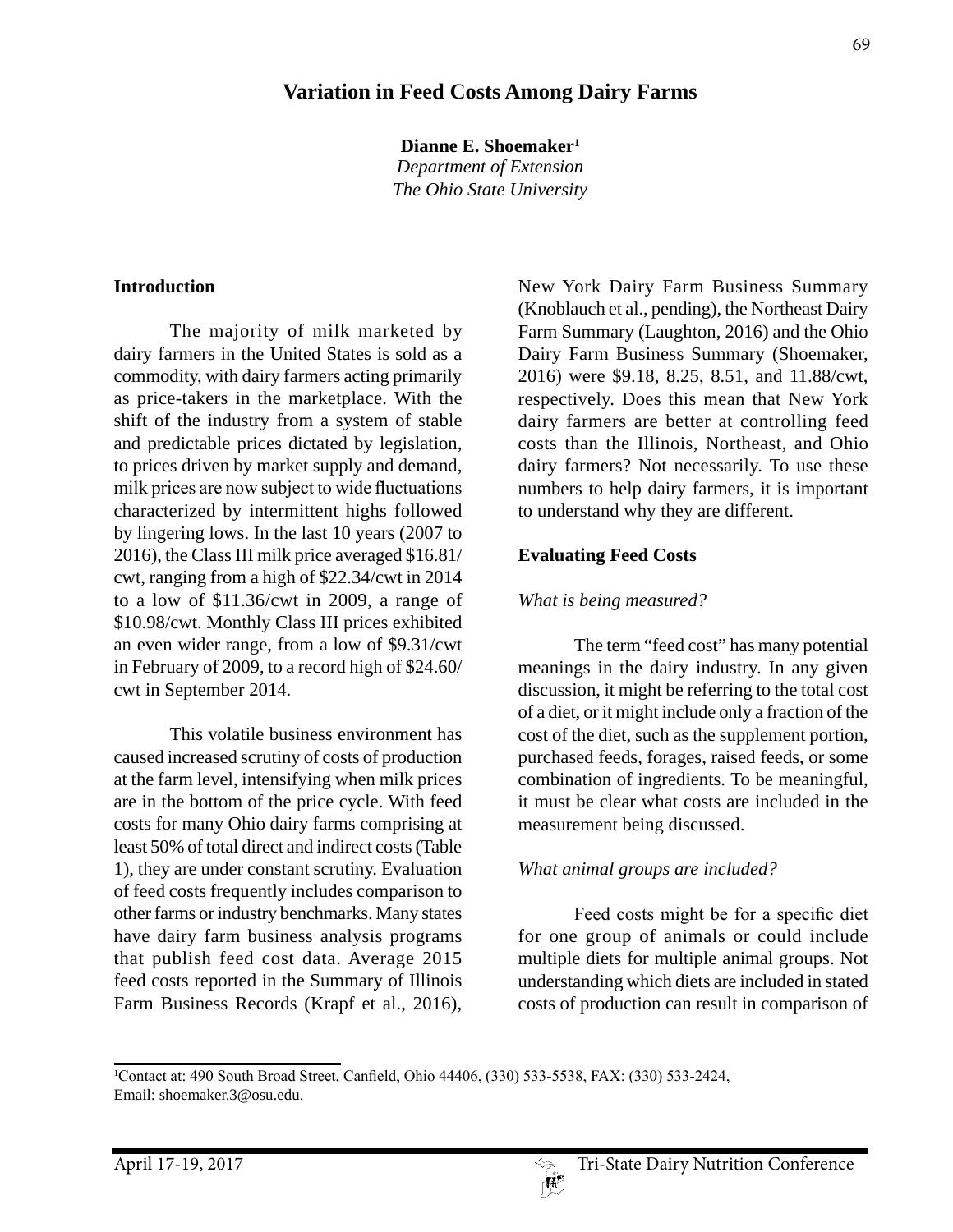# Variation in Feed Costs Among Dairy Farms

**Dianne E. Shoemaker**[1]
*Department of Extension*
*The Ohio State University*

## Introduction

The majority of milk marketed by dairy farmers in the United States is sold as a commodity, with dairy farmers acting primarily as price-takers in the marketplace. With the shift of the industry from a system of stable and predictable prices dictated by legislation, to prices driven by market supply and demand, milk prices are now subject to wide fluctuations characterized by intermittent highs followed by lingering lows. In the last 10 years (2007 to 2016), the Class III milk price averaged $16.81/cwt, ranging from a high of $22.34/cwt in 2014 to a low of $11.36/cwt in 2009, a range of $10.98/cwt. Monthly Class III prices exhibited an even wider range, from a low of $9.31/cwt in February of 2009, to a record high of $24.60/cwt in September 2014.

This volatile business environment has caused increased scrutiny of costs of production at the farm level, intensifying when milk prices are in the bottom of the price cycle. With feed costs for many Ohio dairy farms comprising at least 50% of total direct and indirect costs (Table 1), they are under constant scrutiny. Evaluation of feed costs frequently includes comparison to other farms or industry benchmarks. Many states have dairy farm business analysis programs that publish feed cost data. Average 2015 feed costs reported in the Summary of Illinois Farm Business Records (Krapf et al., 2016), New York Dairy Farm Business Summary (Knoblauch et al., pending), the Northeast Dairy Farm Summary (Laughton, 2016) and the Ohio Dairy Farm Business Summary (Shoemaker, 2016) were $9.18, 8.25, 8.51, and 11.88/cwt, respectively. Does this mean that New York dairy farmers are better at controlling feed costs than the Illinois, Northeast, and Ohio dairy farmers? Not necessarily. To use these numbers to help dairy farmers, it is important to understand why they are different.

## Evaluating Feed Costs

### *What is being measured?*

The term "feed cost" has many potential meanings in the dairy industry. In any given discussion, it might be referring to the total cost of a diet, or it might include only a fraction of the cost of the diet, such as the supplement portion, purchased feeds, forages, raised feeds, or some combination of ingredients. To be meaningful, it must be clear what costs are included in the measurement being discussed.

### *What animal groups are included?*

Feed costs might be for a specific diet for one group of animals or could include multiple diets for multiple animal groups. Not understanding which diets are included in stated costs of production can result in comparison of

---

[1]Contact at: 490 South Broad Street, Canfield, Ohio 44406, (330) 533-5538, FAX: (330) 533-2424, Email: shoemaker.3@osu.edu.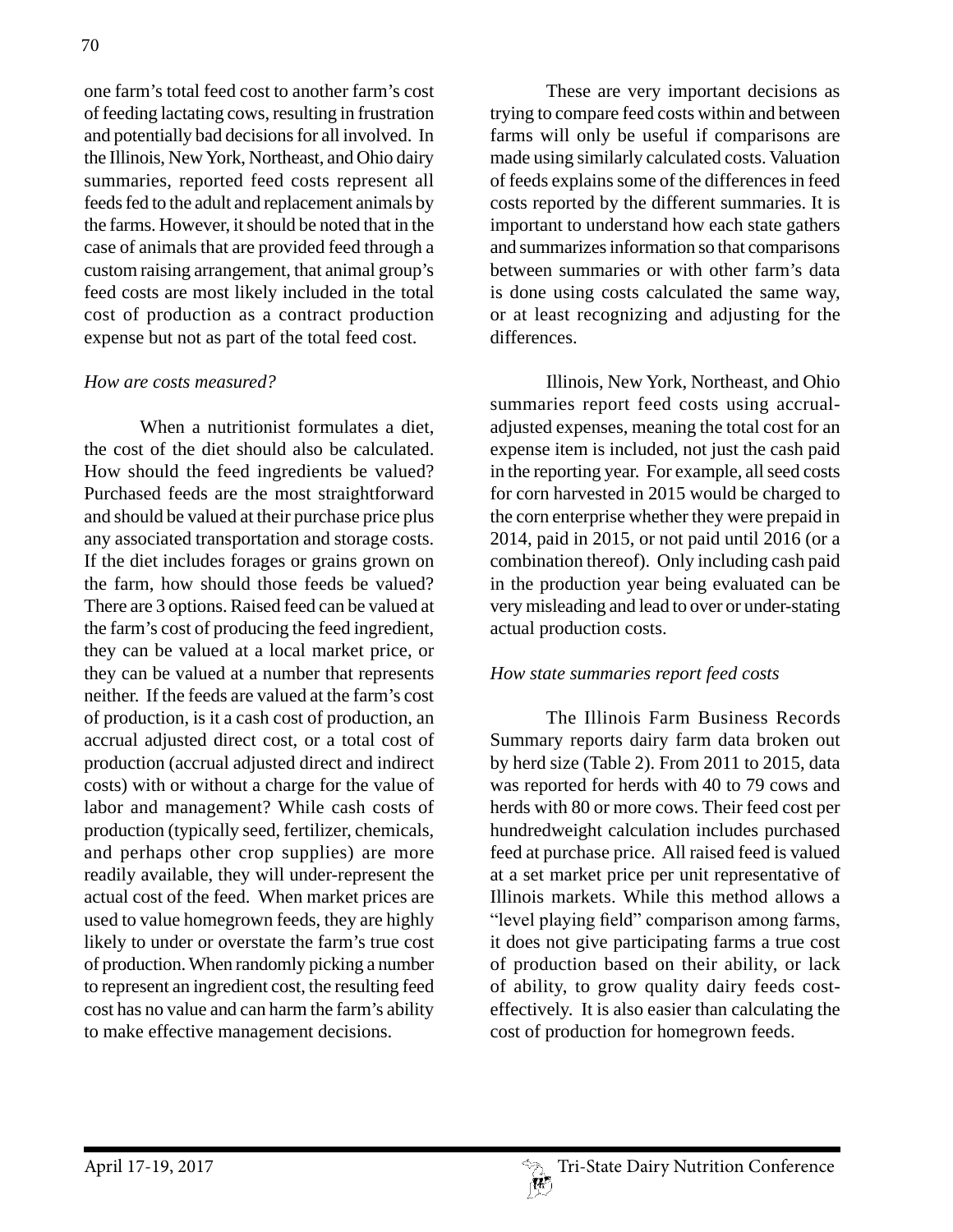one farm's total feed cost to another farm's cost of feeding lactating cows, resulting in frustration and potentially bad decisions for all involved. In the Illinois, New York, Northeast, and Ohio dairy summaries, reported feed costs represent all feeds fed to the adult and replacement animals by the farms. However, it should be noted that in the case of animals that are provided feed through a custom raising arrangement, that animal group's feed costs are most likely included in the total cost of production as a contract production expense but not as part of the total feed cost.

*How are costs measured?*

When a nutritionist formulates a diet, the cost of the diet should also be calculated. How should the feed ingredients be valued? Purchased feeds are the most straightforward and should be valued at their purchase price plus any associated transportation and storage costs. If the diet includes forages or grains grown on the farm, how should those feeds be valued? There are 3 options. Raised feed can be valued at the farm's cost of producing the feed ingredient, they can be valued at a local market price, or they can be valued at a number that represents neither. If the feeds are valued at the farm's cost of production, is it a cash cost of production, an accrual adjusted direct cost, or a total cost of production (accrual adjusted direct and indirect costs) with or without a charge for the value of labor and management? While cash costs of production (typically seed, fertilizer, chemicals, and perhaps other crop supplies) are more readily available, they will under-represent the actual cost of the feed. When market prices are used to value homegrown feeds, they are highly likely to under or overstate the farm's true cost of production. When randomly picking a number to represent an ingredient cost, the resulting feed cost has no value and can harm the farm's ability to make effective management decisions.

These are very important decisions as trying to compare feed costs within and between farms will only be useful if comparisons are made using similarly calculated costs. Valuation of feeds explains some of the differences in feed costs reported by the different summaries. It is important to understand how each state gathers and summarizes information so that comparisons between summaries or with other farm's data is done using costs calculated the same way, or at least recognizing and adjusting for the differences.

Illinois, New York, Northeast, and Ohio summaries report feed costs using accrual-adjusted expenses, meaning the total cost for an expense item is included, not just the cash paid in the reporting year. For example, all seed costs for corn harvested in 2015 would be charged to the corn enterprise whether they were prepaid in 2014, paid in 2015, or not paid until 2016 (or a combination thereof). Only including cash paid in the production year being evaluated can be very misleading and lead to over or under-stating actual production costs.

*How state summaries report feed costs*

The Illinois Farm Business Records Summary reports dairy farm data broken out by herd size (Table 2). From 2011 to 2015, data was reported for herds with 40 to 79 cows and herds with 80 or more cows. Their feed cost per hundredweight calculation includes purchased feed at purchase price. All raised feed is valued at a set market price per unit representative of Illinois markets. While this method allows a "level playing field" comparison among farms, it does not give participating farms a true cost of production based on their ability, or lack of ability, to grow quality dairy feeds cost-effectively. It is also easier than calculating the cost of production for homegrown feeds.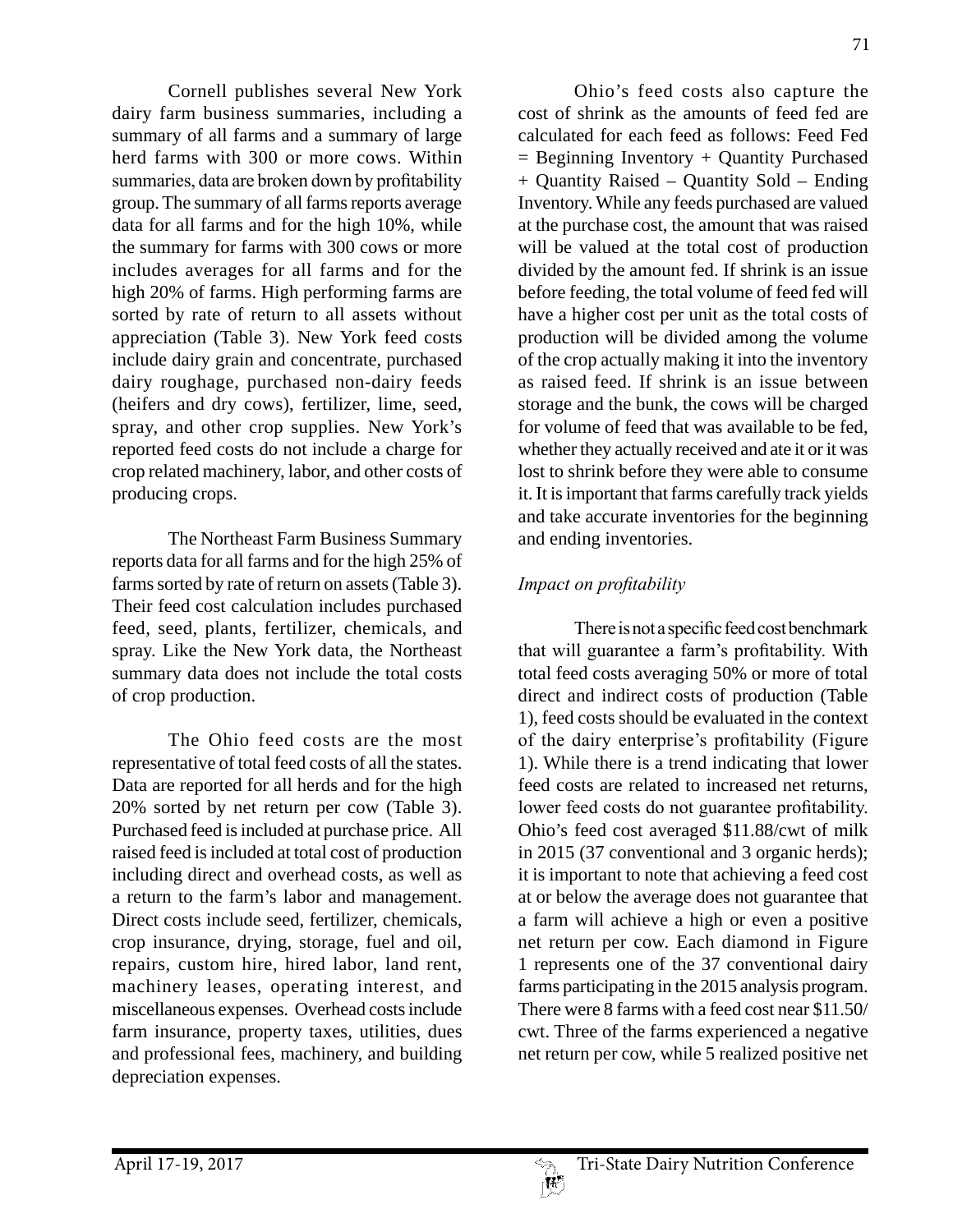Cornell publishes several New York dairy farm business summaries, including a summary of all farms and a summary of large herd farms with 300 or more cows. Within summaries, data are broken down by profitability group. The summary of all farms reports average data for all farms and for the high 10%, while the summary for farms with 300 cows or more includes averages for all farms and for the high 20% of farms. High performing farms are sorted by rate of return to all assets without appreciation (Table 3). New York feed costs include dairy grain and concentrate, purchased dairy roughage, purchased non-dairy feeds (heifers and dry cows), fertilizer, lime, seed, spray, and other crop supplies. New York's reported feed costs do not include a charge for crop related machinery, labor, and other costs of producing crops.

The Northeast Farm Business Summary reports data for all farms and for the high 25% of farms sorted by rate of return on assets (Table 3). Their feed cost calculation includes purchased feed, seed, plants, fertilizer, chemicals, and spray. Like the New York data, the Northeast summary data does not include the total costs of crop production.

The Ohio feed costs are the most representative of total feed costs of all the states. Data are reported for all herds and for the high 20% sorted by net return per cow (Table 3). Purchased feed is included at purchase price. All raised feed is included at total cost of production including direct and overhead costs, as well as a return to the farm's labor and management. Direct costs include seed, fertilizer, chemicals, crop insurance, drying, storage, fuel and oil, repairs, custom hire, hired labor, land rent, machinery leases, operating interest, and miscellaneous expenses. Overhead costs include farm insurance, property taxes, utilities, dues and professional fees, machinery, and building depreciation expenses.

Ohio's feed costs also capture the cost of shrink as the amounts of feed fed are calculated for each feed as follows: Feed Fed = Beginning Inventory + Quantity Purchased + Quantity Raised – Quantity Sold – Ending Inventory. While any feeds purchased are valued at the purchase cost, the amount that was raised will be valued at the total cost of production divided by the amount fed. If shrink is an issue before feeding, the total volume of feed fed will have a higher cost per unit as the total costs of production will be divided among the volume of the crop actually making it into the inventory as raised feed. If shrink is an issue between storage and the bunk, the cows will be charged for volume of feed that was available to be fed, whether they actually received and ate it or it was lost to shrink before they were able to consume it. It is important that farms carefully track yields and take accurate inventories for the beginning and ending inventories.

*Impact on profitability*

There is not a specific feed cost benchmark that will guarantee a farm's profitability. With total feed costs averaging 50% or more of total direct and indirect costs of production (Table 1), feed costs should be evaluated in the context of the dairy enterprise's profitability (Figure 1). While there is a trend indicating that lower feed costs are related to increased net returns, lower feed costs do not guarantee profitability. Ohio's feed cost averaged $11.88/cwt of milk in 2015 (37 conventional and 3 organic herds); it is important to note that achieving a feed cost at or below the average does not guarantee that a farm will achieve a high or even a positive net return per cow. Each diamond in Figure 1 represents one of the 37 conventional dairy farms participating in the 2015 analysis program. There were 8 farms with a feed cost near $11.50/cwt. Three of the farms experienced a negative net return per cow, while 5 realized positive net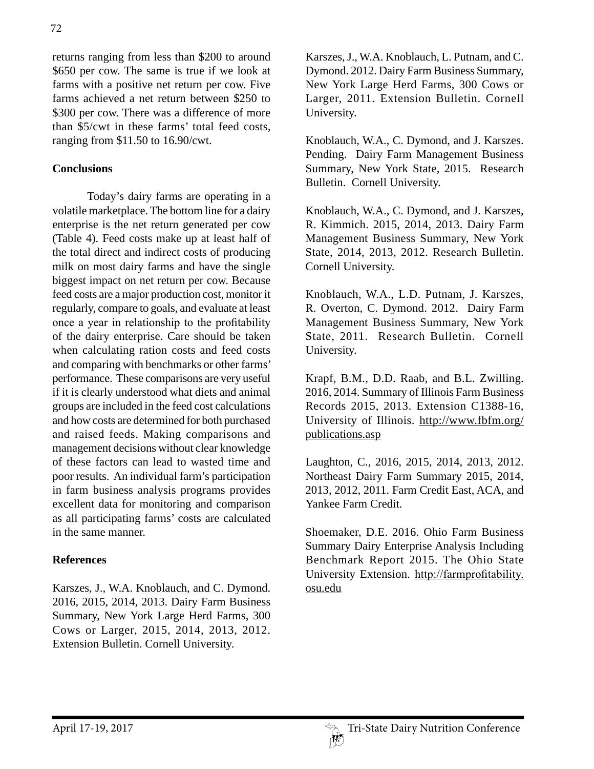returns ranging from less than $200 to around $650 per cow. The same is true if we look at farms with a positive net return per cow. Five farms achieved a net return between $250 to $300 per cow. There was a difference of more than $5/cwt in these farms' total feed costs, ranging from $11.50 to 16.90/cwt.

## Conclusions

Today's dairy farms are operating in a volatile marketplace. The bottom line for a dairy enterprise is the net return generated per cow (Table 4). Feed costs make up at least half of the total direct and indirect costs of producing milk on most dairy farms and have the single biggest impact on net return per cow. Because feed costs are a major production cost, monitor it regularly, compare to goals, and evaluate at least once a year in relationship to the profitability of the dairy enterprise. Care should be taken when calculating ration costs and feed costs and comparing with benchmarks or other farms' performance. These comparisons are very useful if it is clearly understood what diets and animal groups are included in the feed cost calculations and how costs are determined for both purchased and raised feeds. Making comparisons and management decisions without clear knowledge of these factors can lead to wasted time and poor results. An individual farm's participation in farm business analysis programs provides excellent data for monitoring and comparison as all participating farms' costs are calculated in the same manner.

## References

Karszes, J., W.A. Knoblauch, and C. Dymond. 2016, 2015, 2014, 2013. Dairy Farm Business Summary, New York Large Herd Farms, 300 Cows or Larger, 2015, 2014, 2013, 2012. Extension Bulletin. Cornell University.

Karszes, J., W.A. Knoblauch, L. Putnam, and C. Dymond. 2012. Dairy Farm Business Summary, New York Large Herd Farms, 300 Cows or Larger, 2011. Extension Bulletin. Cornell University.

Knoblauch, W.A., C. Dymond, and J. Karszes. Pending. Dairy Farm Management Business Summary, New York State, 2015. Research Bulletin. Cornell University.

Knoblauch, W.A., C. Dymond, and J. Karszes, R. Kimmich. 2015, 2014, 2013. Dairy Farm Management Business Summary, New York State, 2014, 2013, 2012. Research Bulletin. Cornell University.

Knoblauch, W.A., L.D. Putnam, J. Karszes, R. Overton, C. Dymond. 2012. Dairy Farm Management Business Summary, New York State, 2011. Research Bulletin. Cornell University.

Krapf, B.M., D.D. Raab, and B.L. Zwilling. 2016, 2014. Summary of Illinois Farm Business Records 2015, 2013. Extension C1388-16, University of Illinois. http://www.fbfm.org/publications.asp

Laughton, C., 2016, 2015, 2014, 2013, 2012. Northeast Dairy Farm Summary 2015, 2014, 2013, 2012, 2011. Farm Credit East, ACA, and Yankee Farm Credit.

Shoemaker, D.E. 2016. Ohio Farm Business Summary Dairy Enterprise Analysis Including Benchmark Report 2015. The Ohio State University Extension. http://farmprofitability.osu.edu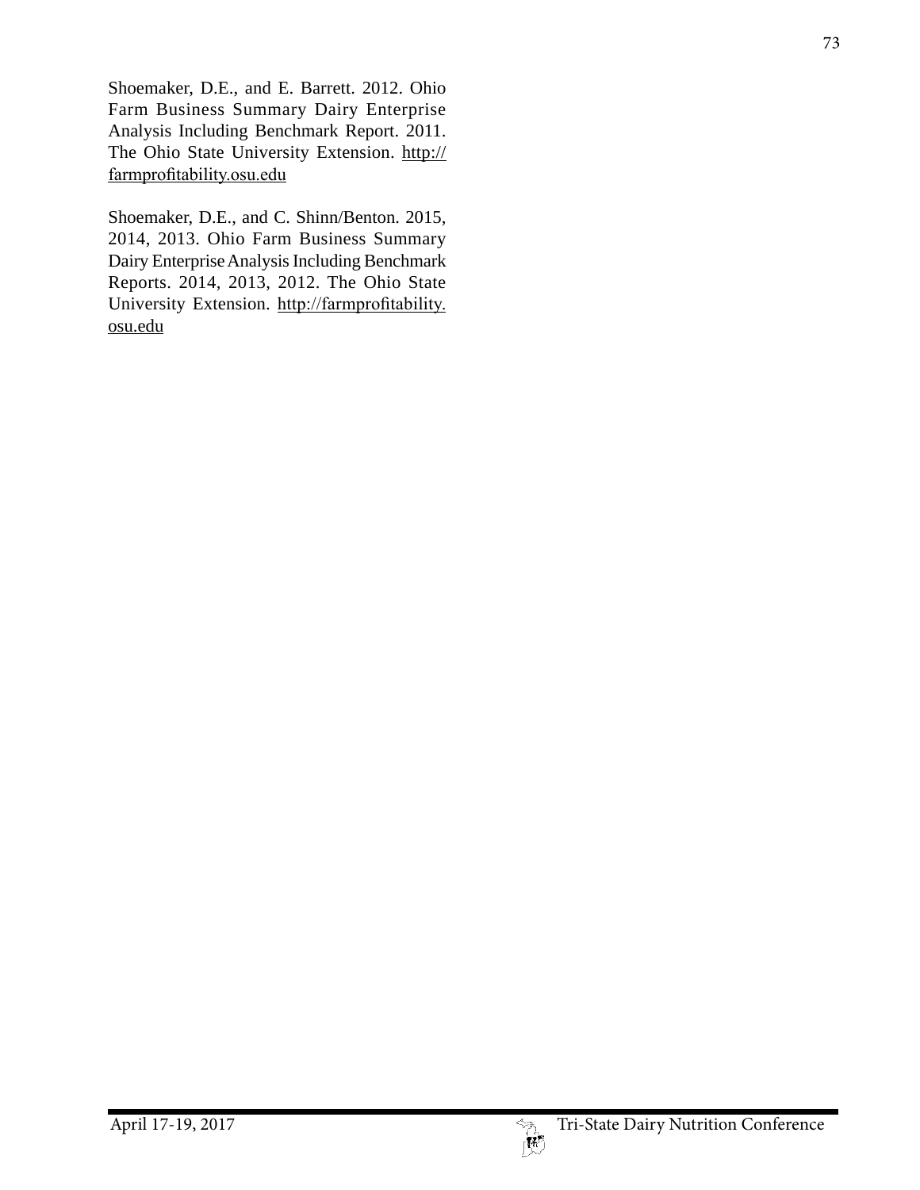Shoemaker, D.E., and E. Barrett. 2012. Ohio Farm Business Summary Dairy Enterprise Analysis Including Benchmark Report. 2011. The Ohio State University Extension. http://farmprofitability.osu.edu

Shoemaker, D.E., and C. Shinn/Benton. 2015, 2014, 2013. Ohio Farm Business Summary Dairy Enterprise Analysis Including Benchmark Reports. 2014, 2013, 2012. The Ohio State University Extension. http://farmprofitability.osu.edu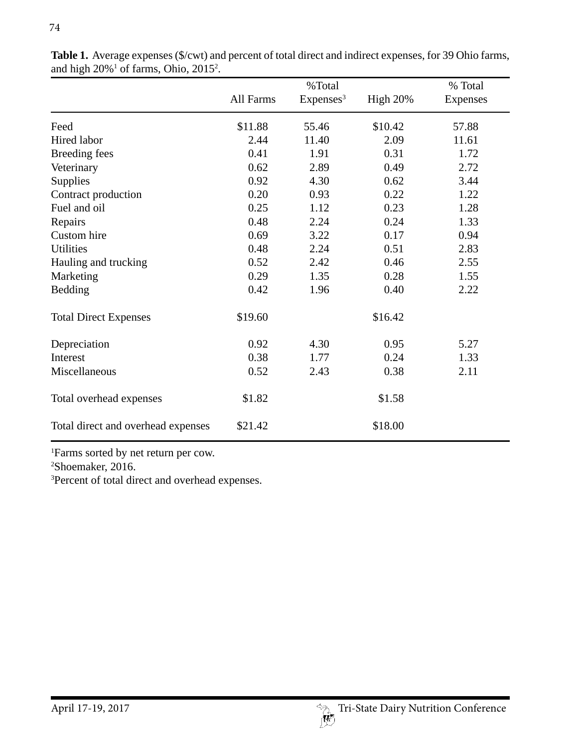**Table 1.** Average expenses ($/cwt) and percent of total direct and indirect expenses, for 39 Ohio farms, and high 20%[1] of farms, Ohio, 2015[2].

| | All Farms | %Total Expenses[3] | High 20% | % Total Expenses |
|---|---|---|---|---|
| Feed | $11.88 | 55.46 | $10.42 | 57.88 |
| Hired labor | 2.44 | 11.40 | 2.09 | 11.61 |
| Breeding fees | 0.41 | 1.91 | 0.31 | 1.72 |
| Veterinary | 0.62 | 2.89 | 0.49 | 2.72 |
| Supplies | 0.92 | 4.30 | 0.62 | 3.44 |
| Contract production | 0.20 | 0.93 | 0.22 | 1.22 |
| Fuel and oil | 0.25 | 1.12 | 0.23 | 1.28 |
| Repairs | 0.48 | 2.24 | 0.24 | 1.33 |
| Custom hire | 0.69 | 3.22 | 0.17 | 0.94 |
| Utilities | 0.48 | 2.24 | 0.51 | 2.83 |
| Hauling and trucking | 0.52 | 2.42 | 0.46 | 2.55 |
| Marketing | 0.29 | 1.35 | 0.28 | 1.55 |
| Bedding | 0.42 | 1.96 | 0.40 | 2.22 |
| Total Direct Expenses | $19.60 | | $16.42 | |
| Depreciation | 0.92 | 4.30 | 0.95 | 5.27 |
| Interest | 0.38 | 1.77 | 0.24 | 1.33 |
| Miscellaneous | 0.52 | 2.43 | 0.38 | 2.11 |
| Total overhead expenses | $1.82 | | $1.58 | |
| Total direct and overhead expenses | $21.42 | | $18.00 | |

[1]Farms sorted by net return per cow.
[2]Shoemaker, 2016.
[3]Percent of total direct and overhead expenses.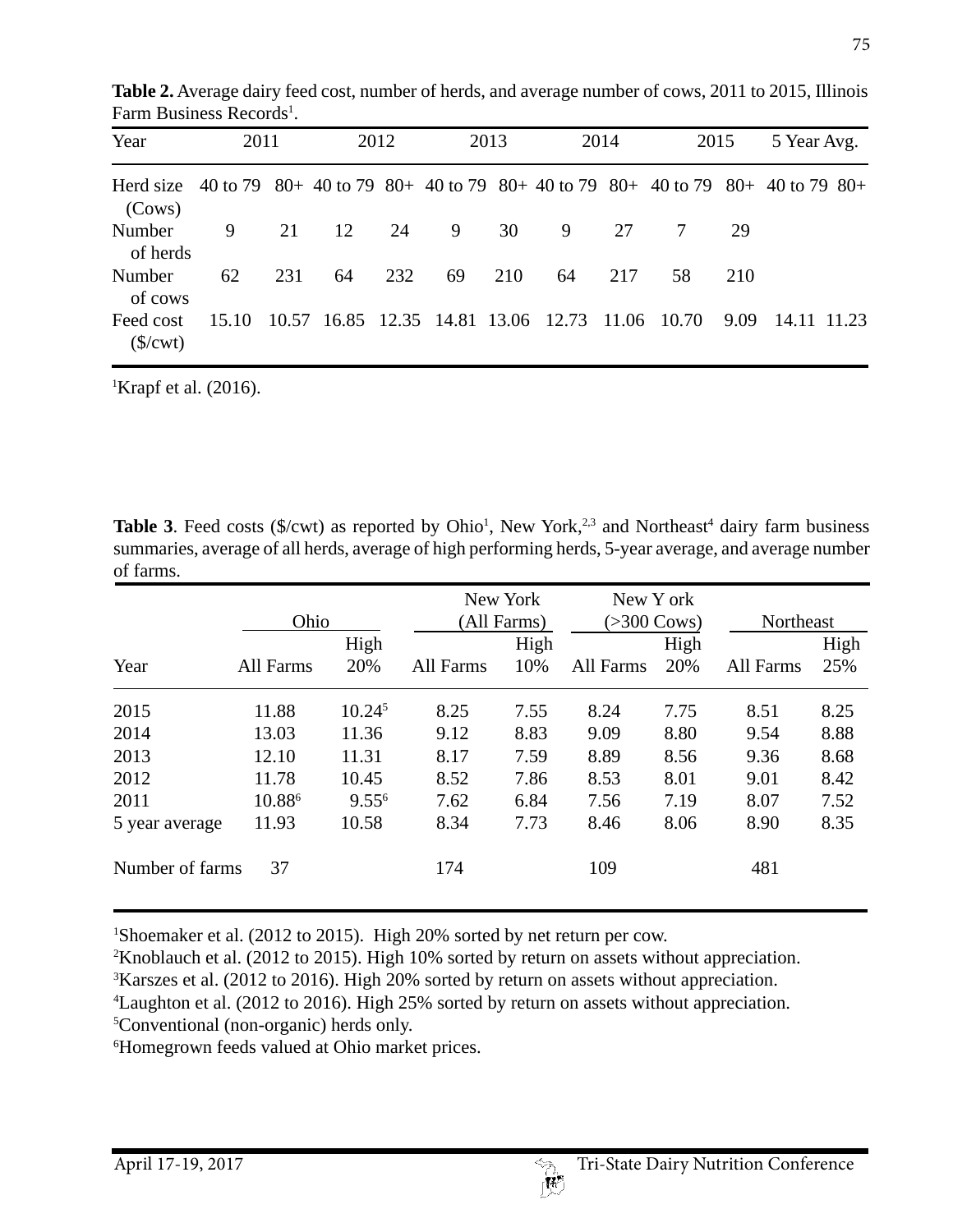**Table 2.** Average dairy feed cost, number of herds, and average number of cows, 2011 to 2015, Illinois Farm Business Records[1].

| Year | 2011 | | 2012 | | 2013 | | 2014 | | 2015 | | 5 Year Avg. | |
|---|---|---|---|---|---|---|---|---|---|---|---|---|
| Herd size (Cows) | 40 to 79 | 80+ | 40 to 79 | 80+ | 40 to 79 | 80+ | 40 to 79 | 80+ | 40 to 79 | 80+ | 40 to 79 | 80+ |
| Number of herds | 9 | 21 | 12 | 24 | 9 | 30 | 9 | 27 | 7 | 29 | | |
| Number of cows | 62 | 231 | 64 | 232 | 69 | 210 | 64 | 217 | 58 | 210 | | |
| Feed cost ($/cwt) | 15.10 | 10.57 | 16.85 | 12.35 | 14.81 | 13.06 | 12.73 | 11.06 | 10.70 | 9.09 | 14.11 | 11.23 |

[1]Krapf et al. (2016).

**Table 3**. Feed costs ($/cwt) as reported by Ohio[1], New York,[2,3] and Northeast[4] dairy farm business summaries, average of all herds, average of high performing herds, 5-year average, and average number of farms.

| | Ohio | | New York (All Farms) | | New Y ork (>300 Cows) | | Northeast | |
|---|---|---|---|---|---|---|---|---|
| Year | All Farms | High 20% | All Farms | High 10% | All Farms | High 20% | All Farms | High 25% |
| 2015 | 11.88 | 10.24[5] | 8.25 | 7.55 | 8.24 | 7.75 | 8.51 | 8.25 |
| 2014 | 13.03 | 11.36 | 9.12 | 8.83 | 9.09 | 8.80 | 9.54 | 8.88 |
| 2013 | 12.10 | 11.31 | 8.17 | 7.59 | 8.89 | 8.56 | 9.36 | 8.68 |
| 2012 | 11.78 | 10.45 | 8.52 | 7.86 | 8.53 | 8.01 | 9.01 | 8.42 |
| 2011 | 10.88[6] | 9.55[6] | 7.62 | 6.84 | 7.56 | 7.19 | 8.07 | 7.52 |
| 5 year average | 11.93 | 10.58 | 8.34 | 7.73 | 8.46 | 8.06 | 8.90 | 8.35 |
| Number of farms | 37 | | 174 | | 109 | | 481 | |

[1]Shoemaker et al. (2012 to 2015). High 20% sorted by net return per cow.
[2]Knoblauch et al. (2012 to 2015). High 10% sorted by return on assets without appreciation.
[3]Karszes et al. (2012 to 2016). High 20% sorted by return on assets without appreciation.
[4]Laughton et al. (2012 to 2016). High 25% sorted by return on assets without appreciation.
[5]Conventional (non-organic) herds only.
[6]Homegrown feeds valued at Ohio market prices.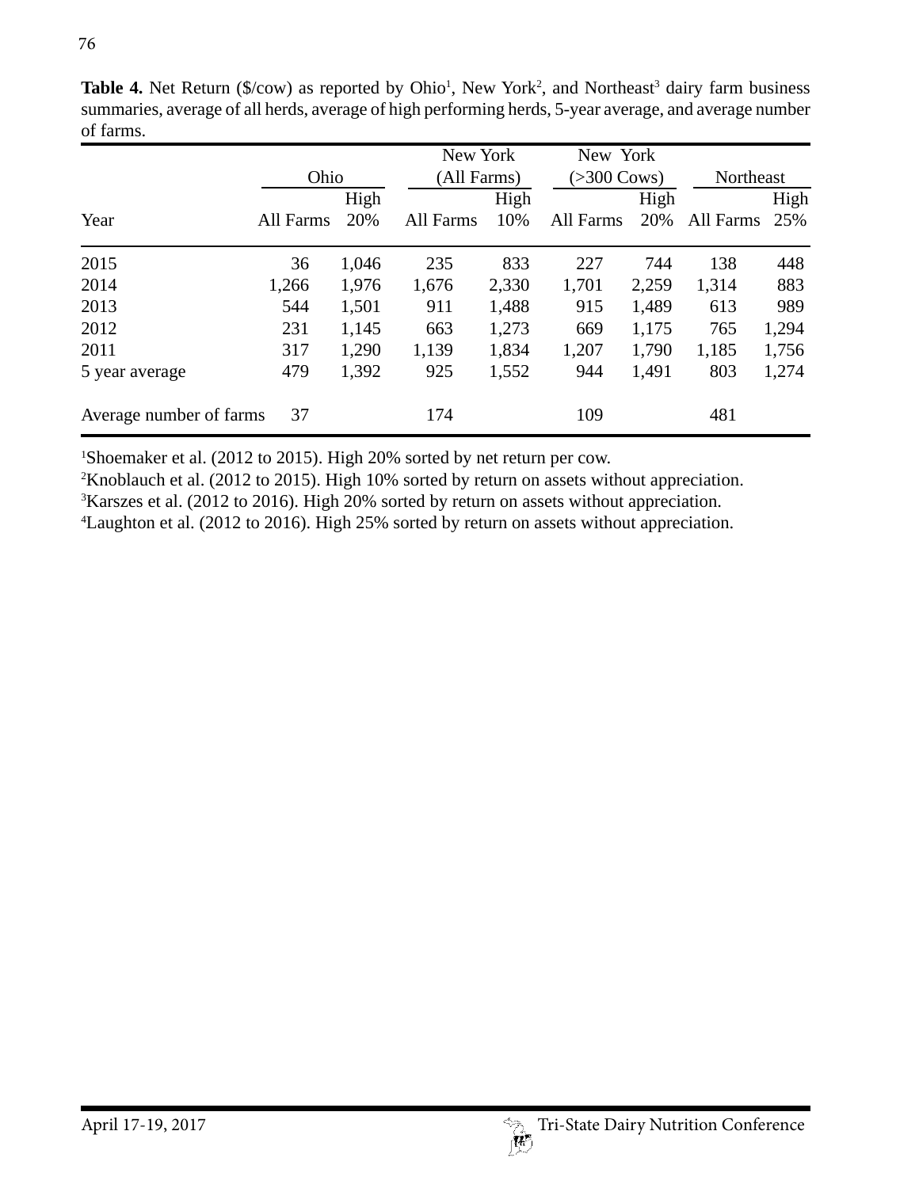**Table 4.** Net Return ($/cow) as reported by Ohio[1], New York[2], and Northeast[3] dairy farm business summaries, average of all herds, average of high performing herds, 5-year average, and average number of farms.

| | Ohio | | New York (All Farms) | | New York (>300 Cows) | | Northeast | |
|---|---|---|---|---|---|---|---|---|
| Year | All Farms | High 20% | All Farms | High 10% | All Farms | High 20% | All Farms | High 25% |
| 2015 | 36 | 1,046 | 235 | 833 | 227 | 744 | 138 | 448 |
| 2014 | 1,266 | 1,976 | 1,676 | 2,330 | 1,701 | 2,259 | 1,314 | 883 |
| 2013 | 544 | 1,501 | 911 | 1,488 | 915 | 1,489 | 613 | 989 |
| 2012 | 231 | 1,145 | 663 | 1,273 | 669 | 1,175 | 765 | 1,294 |
| 2011 | 317 | 1,290 | 1,139 | 1,834 | 1,207 | 1,790 | 1,185 | 1,756 |
| 5 year average | 479 | 1,392 | 925 | 1,552 | 944 | 1,491 | 803 | 1,274 |
| Average number of farms | 37 | | 174 | | 109 | | 481 | |

[1]Shoemaker et al. (2012 to 2015). High 20% sorted by net return per cow.
[2]Knoblauch et al. (2012 to 2015). High 10% sorted by return on assets without appreciation.
[3]Karszes et al. (2012 to 2016). High 20% sorted by return on assets without appreciation.
[4]Laughton et al. (2012 to 2016). High 25% sorted by return on assets without appreciation.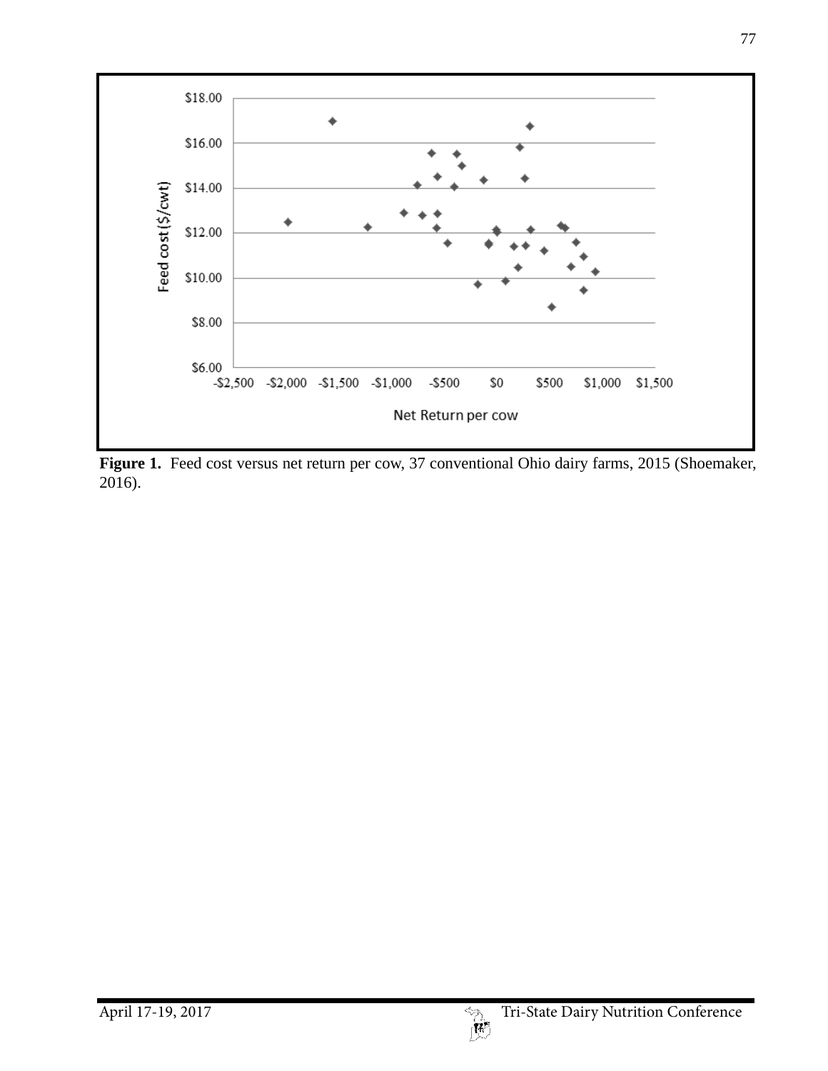$18.00
$16.00
$14.00
$12.00
$10.00
$8.00
$6.00

Feed cost ($/cwt)

-$2,500 -$2,000 -$1,500 -$1,000 -$500 $0 $500 $1,000 $1,500

Net Return per cow

**Figure 1.** Feed cost versus net return per cow, 37 conventional Ohio dairy farms, 2015 (Shoemaker, 2016).